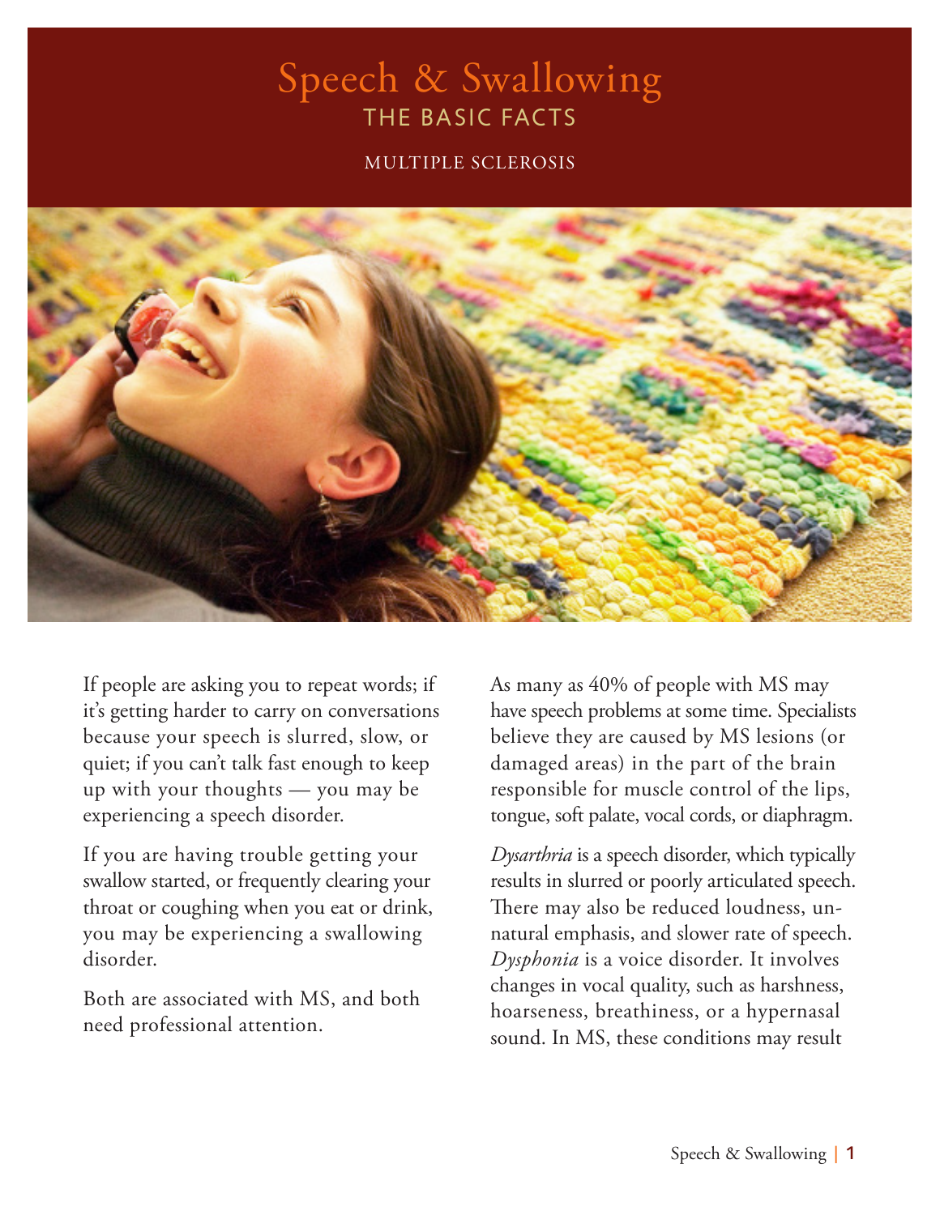# Speech & Swallowing

## THE BASIC FACTS

MULTIPLE SCLEROSIS

If people are asking you to repeat words; if it's getting harder to carry on conversations because your speech is slurred, slow, or quiet; if you can't talk fast enough to keep up with your thoughts — you may be experiencing a speech disorder.

If you are having trouble getting your swallow started, or frequently clearing your throat or coughing when you eat or drink, you may be experiencing a swallowing disorder.

Both are associated with MS, and both need professional attention.

As many as 40% of people with MS may have speech problems at some time. Specialists believe they are caused by MS lesions (or damaged areas) in the part of the brain responsible for muscle control of the lips, tongue, soft palate, vocal cords, or diaphragm.

*Dysarthria* is a speech disorder, which typically results in slurred or poorly articulated speech. There may also be reduced loudness, unnatural emphasis, and slower rate of speech. *Dysphonia* is a voice disorder. It involves changes in vocal quality, such as harshness, hoarseness, breathiness, or a hypernasal sound. In MS, these conditions may result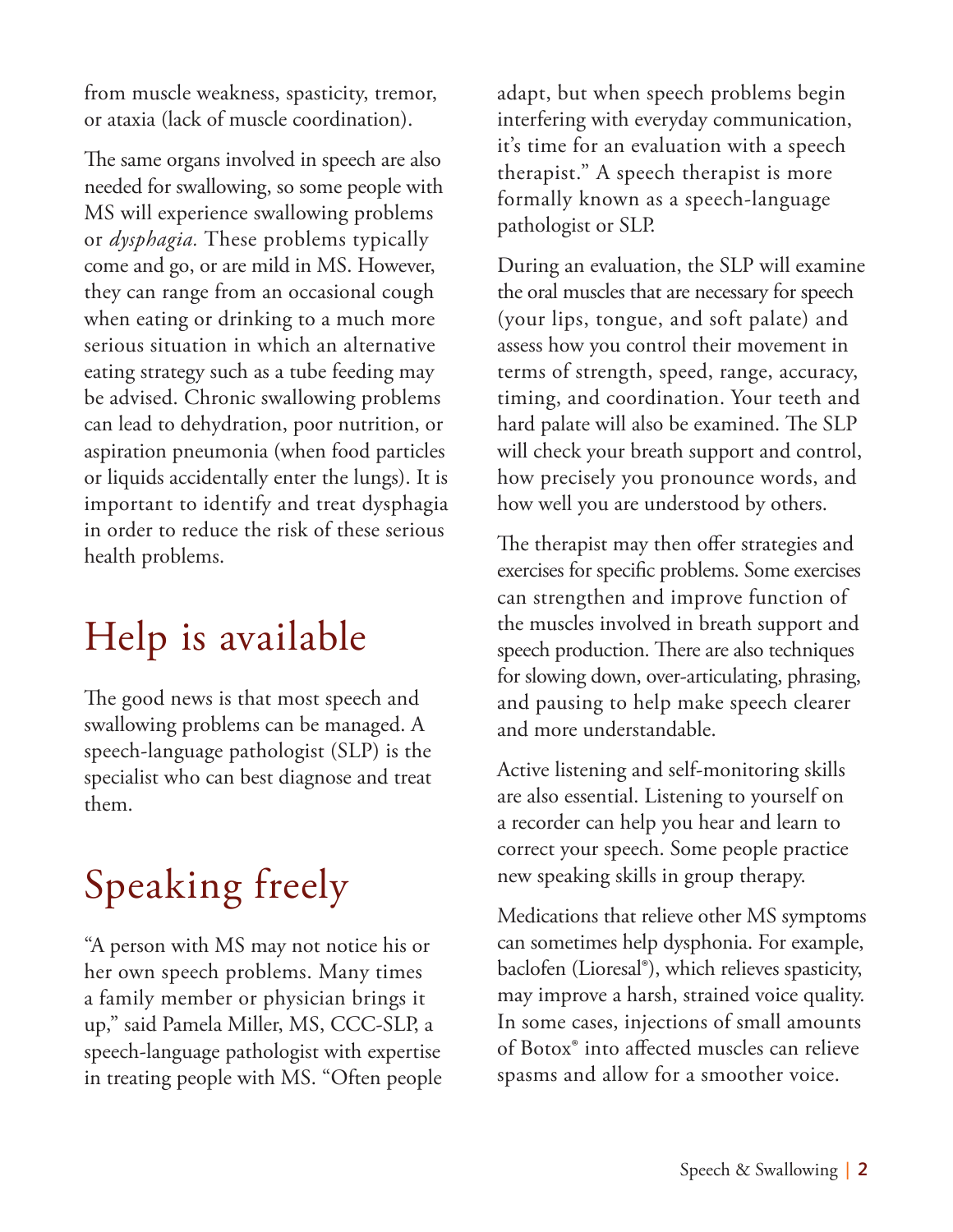from muscle weakness, spasticity, tremor, or ataxia (lack of muscle coordination).

The same organs involved in speech are also needed for swallowing, so some people with MS will experience swallowing problems or *dysphagia.* These problems typically come and go, or are mild in MS. However, they can range from an occasional cough when eating or drinking to a much more serious situation in which an alternative eating strategy such as a tube feeding may be advised. Chronic swallowing problems can lead to dehydration, poor nutrition, or aspiration pneumonia (when food particles or liquids accidentally enter the lungs). It is important to identify and treat dysphagia in order to reduce the risk of these serious health problems.

# Help is available

The good news is that most speech and swallowing problems can be managed. A speech-language pathologist (SLP) is the specialist who can best diagnose and treat them.

# Speaking freely

"A person with MS may not notice his or her own speech problems. Many times a family member or physician brings it up," said Pamela Miller, MS, CCC-SLP, a speech-language pathologist with expertise in treating people with MS. "Often people adapt, but when speech problems begin interfering with everyday communication, it's time for an evaluation with a speech therapist." A speech therapist is more formally known as a speech-language pathologist or SLP.

During an evaluation, the SLP will examine the oral muscles that are necessary for speech (your lips, tongue, and soft palate) and assess how you control their movement in terms of strength, speed, range, accuracy, timing, and coordination. Your teeth and hard palate will also be examined. The SLP will check your breath support and control, how precisely you pronounce words, and how well you are understood by others.

The therapist may then offer strategies and exercises for specific problems. Some exercises can strengthen and improve function of the muscles involved in breath support and speech production. There are also techniques for slowing down, over-articulating, phrasing, and pausing to help make speech clearer and more understandable.

Active listening and self-monitoring skills are also essential. Listening to yourself on a recorder can help you hear and learn to correct your speech. Some people practice new speaking skills in group therapy.

Medications that relieve other MS symptoms can sometimes help dysphonia. For example, baclofen (Lioresal®), which relieves spasticity, may improve a harsh, strained voice quality. In some cases, injections of small amounts of Botox® into affected muscles can relieve spasms and allow for a smoother voice.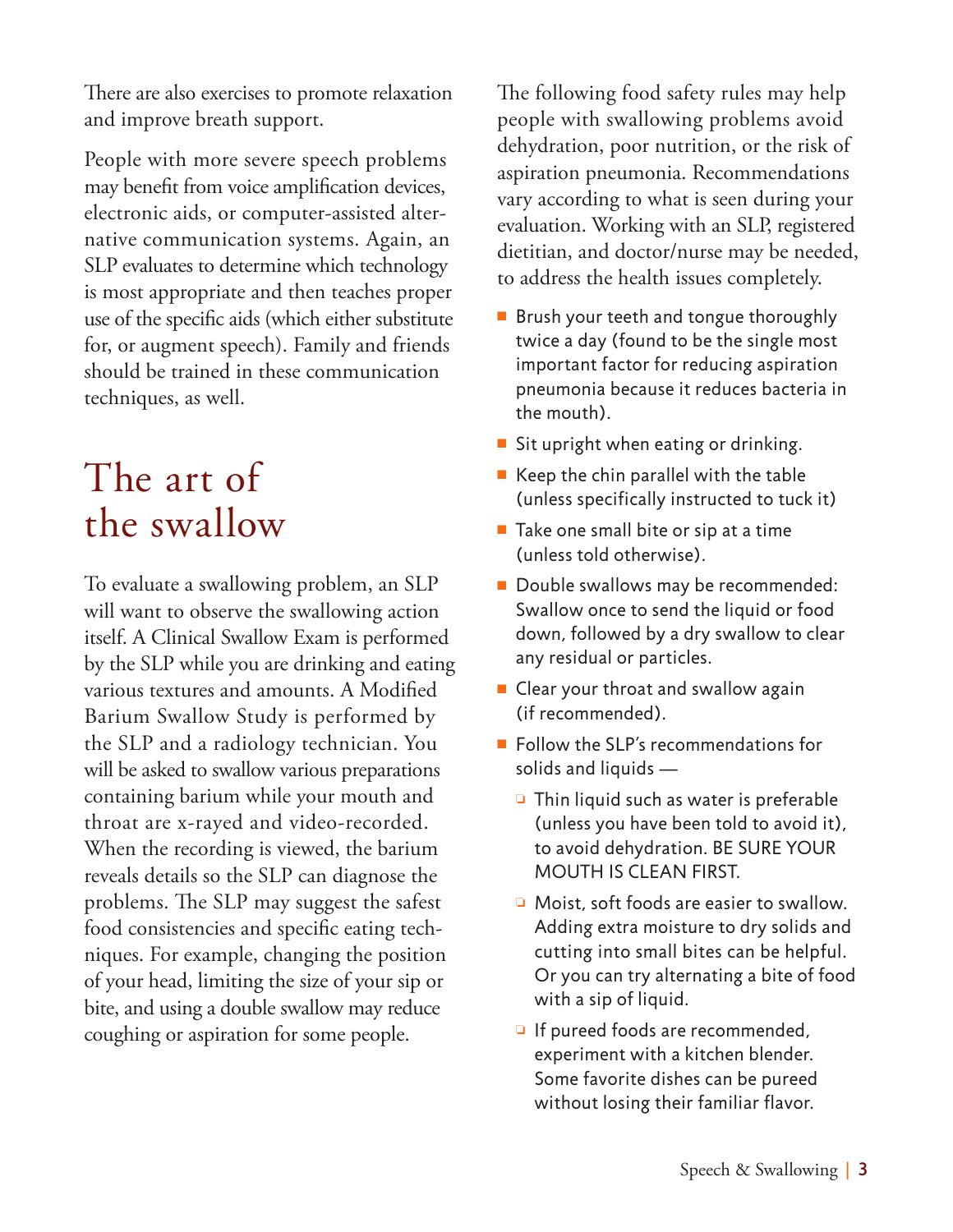There are also exercises to promote relaxation and improve breath support.

People with more severe speech problems may benefit from voice amplification devices, electronic aids, or computer-assisted alternative communication systems. Again, an SLP evaluates to determine which technology is most appropriate and then teaches proper use of the specific aids (which either substitute for, or augment speech). Family and friends should be trained in these communication techniques, as well.

## The art of the swallow

To evaluate a swallowing problem, an SLP will want to observe the swallowing action itself. A Clinical Swallow Exam is performed by the SLP while you are drinking and eating various textures and amounts. A Modified Barium Swallow Study is performed by the SLP and a radiology technician. You will be asked to swallow various preparations containing barium while your mouth and throat are x-rayed and video-recorded. When the recording is viewed, the barium reveals details so the SLP can diagnose the problems. The SLP may suggest the safest food consistencies and specific eating techniques. For example, changing the position of your head, limiting the size of your sip or bite, and using a double swallow may reduce coughing or aspiration for some people.

The following food safety rules may help people with swallowing problems avoid dehydration, poor nutrition, or the risk of aspiration pneumonia. Recommendations vary according to what is seen during your evaluation. Working with an SLP, registered dietitian, and doctor/nurse may be needed, to address the health issues completely.

- Brush your teeth and tongue thoroughly twice a day (found to be the single most important factor for reducing aspiration pneumonia because it reduces bacteria in the mouth).
- Sit upright when eating or drinking.
- Keep the chin parallel with the table (unless specifically instructed to tuck it)
- Take one small bite or sip at a time (unless told otherwise).
- Double swallows may be recommended: Swallow once to send the liquid or food down, followed by a dry swallow to clear any residual or particles.
- Clear your throat and swallow again (if recommended).
- Follow the SLP's recommendations for solids and liquids —
  - Thin liquid such as water is preferable (unless you have been told to avoid it), to avoid dehydration. BE SURE YOUR MOUTH IS CLEAN FIRST.
  - Moist, soft foods are easier to swallow. Adding extra moisture to dry solids and cutting into small bites can be helpful. Or you can try alternating a bite of food with a sip of liquid.
  - If pureed foods are recommended, experiment with a kitchen blender. Some favorite dishes can be pureed without losing their familiar flavor.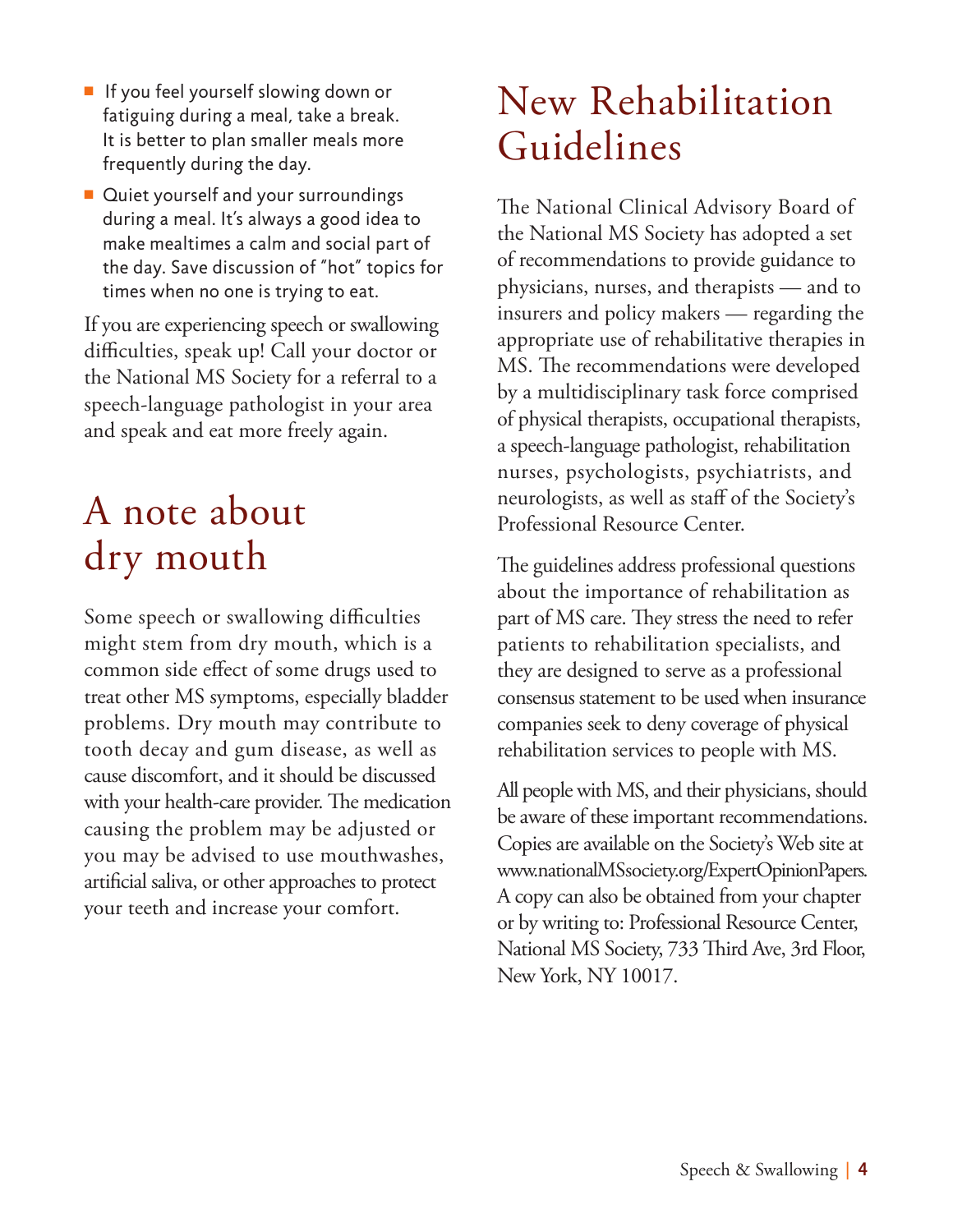- If you feel yourself slowing down or fatiguing during a meal, take a break. It is better to plan smaller meals more frequently during the day.
- Quiet yourself and your surroundings during a meal. It's always a good idea to make mealtimes a calm and social part of the day. Save discussion of "hot" topics for times when no one is trying to eat.

If you are experiencing speech or swallowing difficulties, speak up! Call your doctor or the National MS Society for a referral to a speech-language pathologist in your area and speak and eat more freely again.

## A note about dry mouth

Some speech or swallowing difficulties might stem from dry mouth, which is a common side effect of some drugs used to treat other MS symptoms, especially bladder problems. Dry mouth may contribute to tooth decay and gum disease, as well as cause discomfort, and it should be discussed with your health-care provider. The medication causing the problem may be adjusted or you may be advised to use mouthwashes, artificial saliva, or other approaches to protect your teeth and increase your comfort.

## New Rehabilitation Guidelines

The National Clinical Advisory Board of the National MS Society has adopted a set of recommendations to provide guidance to physicians, nurses, and therapists — and to insurers and policy makers — regarding the appropriate use of rehabilitative therapies in MS. The recommendations were developed by a multidisciplinary task force comprised of physical therapists, occupational therapists, a speech-language pathologist, rehabilitation nurses, psychologists, psychiatrists, and neurologists, as well as staff of the Society's Professional Resource Center.

The guidelines address professional questions about the importance of rehabilitation as part of MS care. They stress the need to refer patients to rehabilitation specialists, and they are designed to serve as a professional consensus statement to be used when insurance companies seek to deny coverage of physical rehabilitation services to people with MS.

All people with MS, and their physicians, should be aware of these important recommendations. Copies are available on the Society's Web site at www.nationalMSsociety.org/ExpertOpinionPapers. A copy can also be obtained from your chapter or by writing to: Professional Resource Center, National MS Society, 733 Third Ave, 3rd Floor, New York, NY 10017.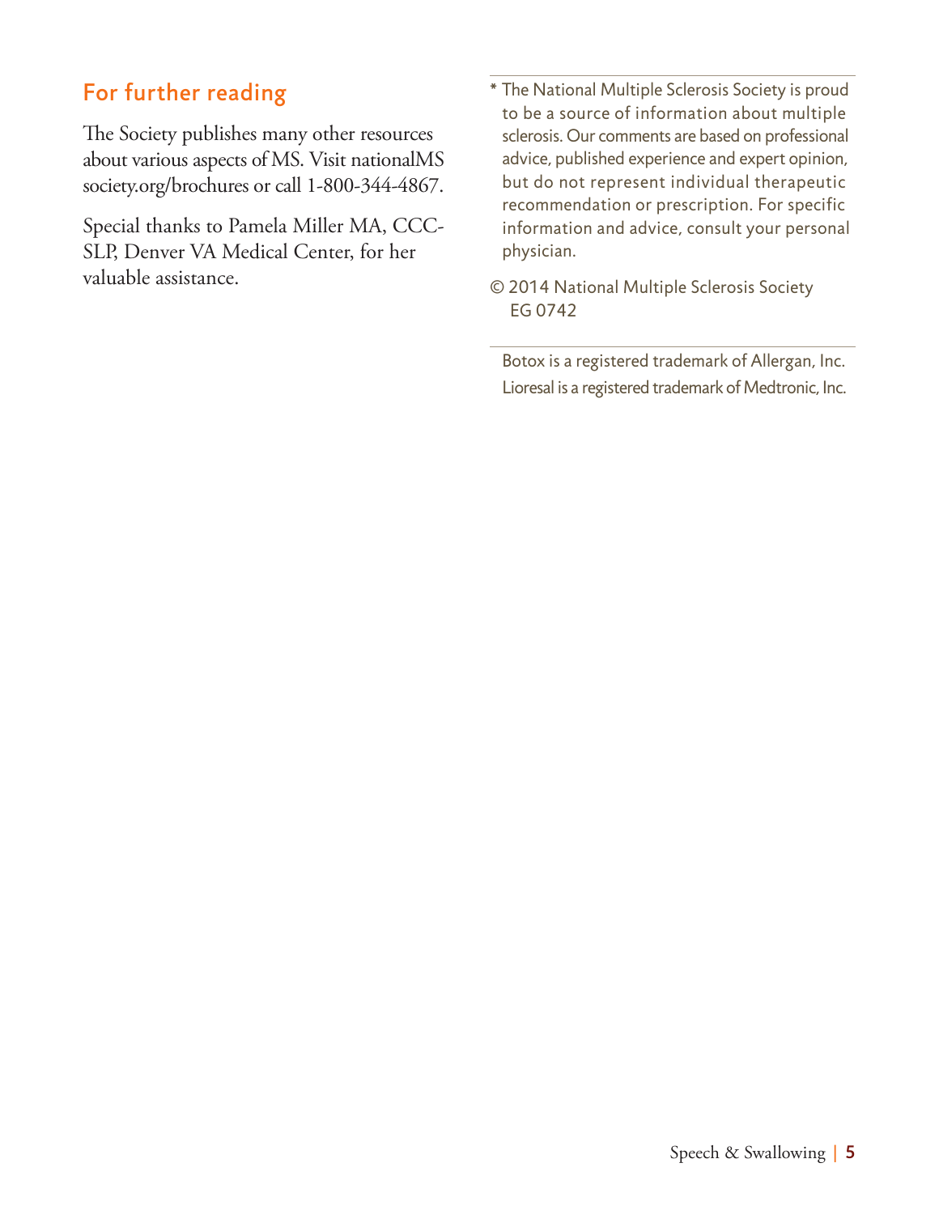## For further reading

The Society publishes many other resources about various aspects of MS. Visit nationalMSsociety.org/brochures or call 1-800-344-4867.

Special thanks to Pamela Miller MA, CCC-SLP, Denver VA Medical Center, for her valuable assistance.

* The National Multiple Sclerosis Society is proud to be a source of information about multiple sclerosis. Our comments are based on professional advice, published experience and expert opinion, but do not represent individual therapeutic recommendation or prescription. For specific information and advice, consult your personal physician.

© 2014 National Multiple Sclerosis Society
EG 0742

Botox is a registered trademark of Allergan, Inc.
Lioresal is a registered trademark of Medtronic, Inc.